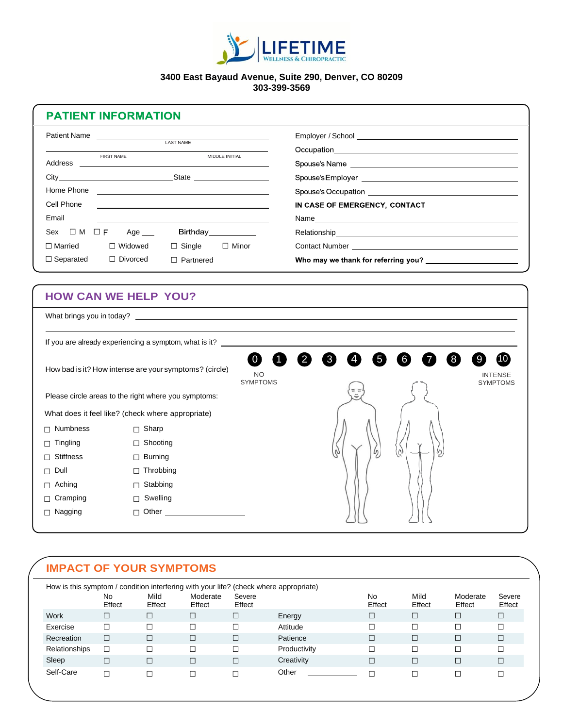LIFETIME
WELLNESS & CHIROPRACTIC

**3400 East Bayaud Avenue, Suite 290, Denver, CO 80209**
**303-399-3569**

## PATIENT INFORMATION

Patient Name ______________________________
LAST NAME
______________________________
FIRST NAME MIDDLE INITIAL

Address ______________________________

City ______________ State ______________

Home Phone ______________________________

Cell Phone ______________________________

Email ______________________________

Sex ☐ M ☐ F Age ___ Birthday ___________

☐ Married ☐ Widowed ☐ Single ☐ Minor

☐ Separated ☐ Divorced ☐ Partnered

Employer / School ______________________________

Occupation ______________________________

Spouse's Name ______________________________

Spouse's Employer ______________________________

Spouse's Occupation ______________________________

**IN CASE OF EMERGENCY, CONTACT**

Name ______________________________

Relationship ______________________________

Contact Number ______________________________

**Who may we thank for referring you?** ______________________________

## HOW CAN WE HELP YOU?

What brings you in today? ______________________________

______________________________

If you are already experiencing a symptom, what is it? ______________________________

How bad is it? How intense are your symptoms? (circle)

0 1 2 3 4 5 6 7 8 9 10

NO SYMPTOMS — INTENSE SYMPTOMS

Please circle areas to the right where you symptoms:

What does it feel like? (check where appropriate)

| | |
|---|---|
| ☐ Numbness | ☐ Sharp |
| ☐ Tingling | ☐ Shooting |
| ☐ Stiffness | ☐ Burning |
| ☐ Dull | ☐ Throbbing |
| ☐ Aching | ☐ Stabbing |
| ☐ Cramping | ☐ Swelling |
| ☐ Nagging | ☐ Other ______________ |

## IMPACT OF YOUR SYMPTOMS

How is this symptom / condition interfering with your life? (check where appropriate)

| | No Effect | Mild Effect | Moderate Effect | Severe Effect | | No Effect | Mild Effect | Moderate Effect | Severe Effect |
|---|---|---|---|---|---|---|---|---|---|
| Work | ☐ | ☐ | ☐ | ☐ | Energy | ☐ | ☐ | ☐ | ☐ |
| Exercise | ☐ | ☐ | ☐ | ☐ | Attitude | ☐ | ☐ | ☐ | ☐ |
| Recreation | ☐ | ☐ | ☐ | ☐ | Patience | ☐ | ☐ | ☐ | ☐ |
| Relationships | ☐ | ☐ | ☐ | ☐ | Productivity | ☐ | ☐ | ☐ | ☐ |
| Sleep | ☐ | ☐ | ☐ | ☐ | Creativity | ☐ | ☐ | ☐ | ☐ |
| Self-Care | ☐ | ☐ | ☐ | ☐ | Other ___________ | ☐ | ☐ | ☐ | ☐ |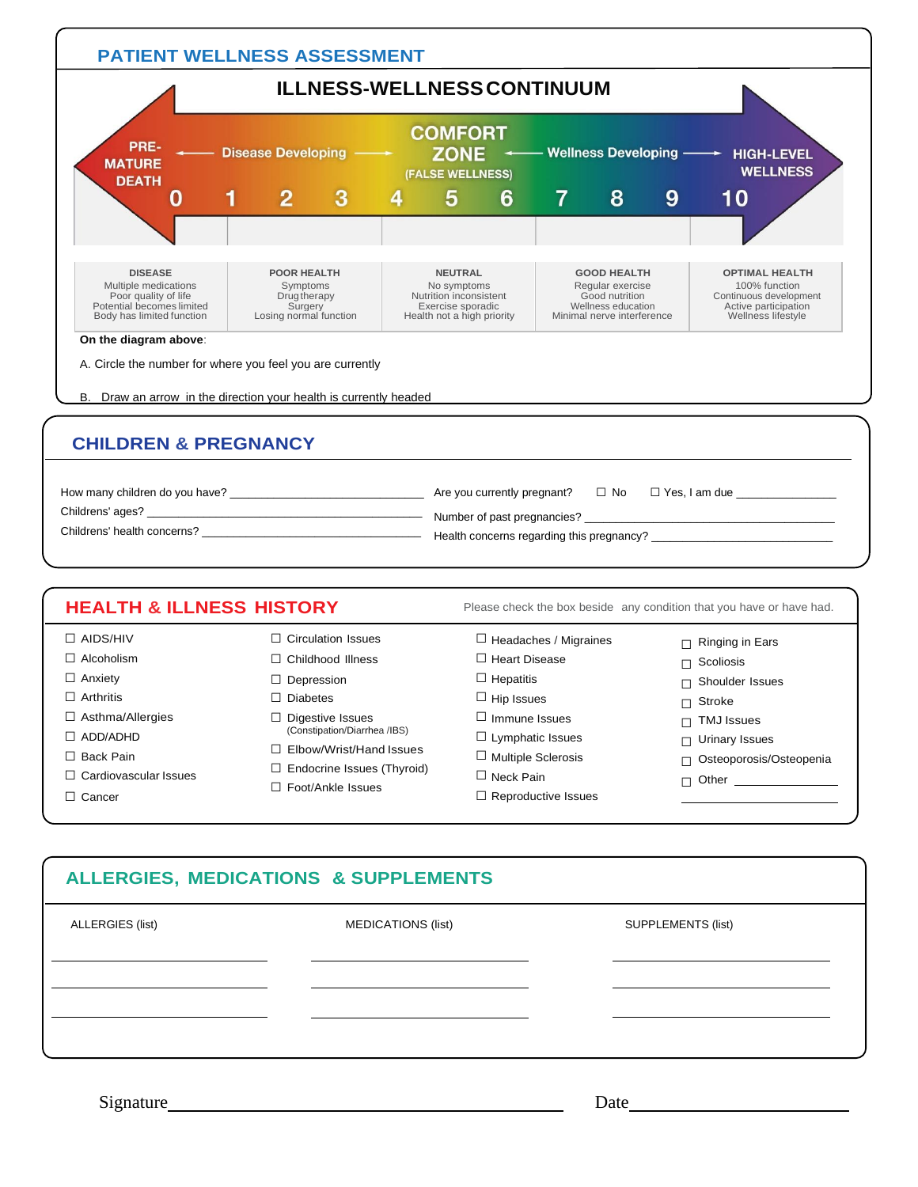## PATIENT WELLNESS ASSESSMENT

### ILLNESS-WELLNESS CONTINUUM

PRE-MATURE DEATH ← Disease Developing → COMFORT ZONE (FALSE WELLNESS) ← Wellness Developing → HIGH-LEVEL WELLNESS

0 1 2 3 4 5 6 7 8 9 10

| DISEASE | POOR HEALTH | NEUTRAL | GOOD HEALTH | OPTIMAL HEALTH |
|---|---|---|---|---|
| Multiple medications<br>Poor quality of life<br>Potential becomes limited<br>Body has limited function | Symptoms<br>Drug therapy<br>Surgery<br>Losing normal function | No symptoms<br>Nutrition inconsistent<br>Exercise sporadic<br>Health not a high priority | Regular exercise<br>Good nutrition<br>Wellness education<br>Minimal nerve interference | 100% function<br>Continuous development<br>Active participation<br>Wellness lifestyle |

**On the diagram above**:

A. Circle the number for where you feel you are currently

B. Draw an arrow in the direction your health is currently headed

## CHILDREN & PREGNANCY

How many children do you have? ______________________________

Childrens' ages? ______________________________

Childrens' health concerns? ______________________________

Are you currently pregnant? ☐ No ☐ Yes, I am due ______________

Number of past pregnancies? ______________________________

Health concerns regarding this pregnancy? ______________________________

## HEALTH & ILLNESS HISTORY

Please check the box beside any condition that you have or have had.

- ☐ AIDS/HIV
- ☐ Alcoholism
- ☐ Anxiety
- ☐ Arthritis
- ☐ Asthma/Allergies
- ☐ ADD/ADHD
- ☐ Back Pain
- ☐ Cardiovascular Issues
- ☐ Cancer
- ☐ Circulation Issues
- ☐ Childhood Illness
- ☐ Depression
- ☐ Diabetes
- ☐ Digestive Issues (Constipation/Diarrhea /IBS)
- ☐ Elbow/Wrist/Hand Issues
- ☐ Endocrine Issues (Thyroid)
- ☐ Foot/Ankle Issues
- ☐ Headaches / Migraines
- ☐ Heart Disease
- ☐ Hepatitis
- ☐ Hip Issues
- ☐ Immune Issues
- ☐ Lymphatic Issues
- ☐ Multiple Sclerosis
- ☐ Neck Pain
- ☐ Reproductive Issues
- ☐ Ringing in Ears
- ☐ Scoliosis
- ☐ Shoulder Issues
- ☐ Stroke
- ☐ TMJ Issues
- ☐ Urinary Issues
- ☐ Osteoporosis/Osteopenia
- ☐ Other ______________

## ALLERGIES, MEDICATIONS & SUPPLEMENTS

| ALLERGIES (list) | MEDICATIONS (list) | SUPPLEMENTS (list) |
|---|---|---|
| | | |
| | | |
| | | |

Signature ______________________________ Date ______________________________